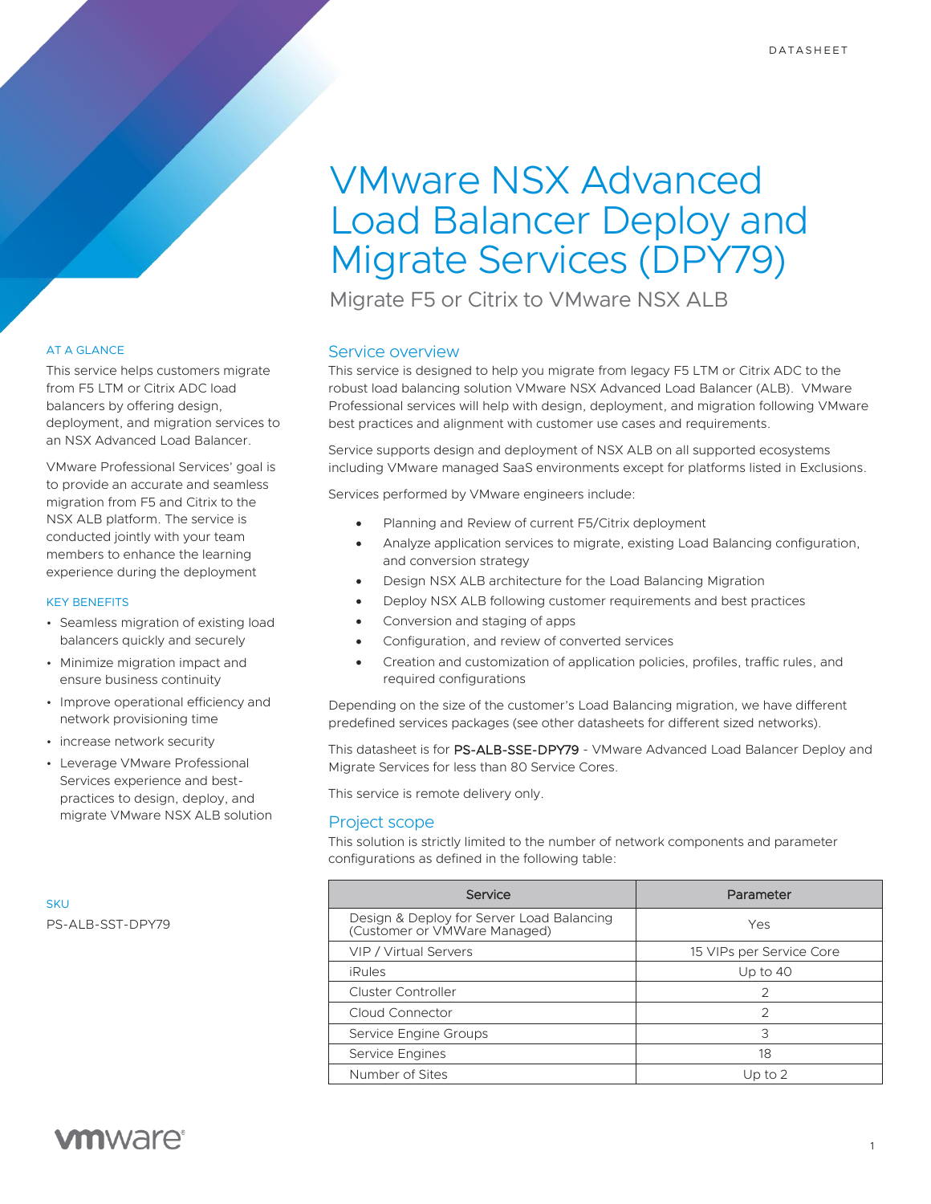DATASHEET

# VMware NSX Advanced Load Balancer Deploy and Migrate Services (DPY79)

## Migrate F5 or Citrix to VMware NSX ALB

### AT A GLANCE

This service helps customers migrate from F5 LTM or Citrix ADC load balancers by offering design, deployment, and migration services to an NSX Advanced Load Balancer.

VMware Professional Services' goal is to provide an accurate and seamless migration from F5 and Citrix to the NSX ALB platform. The service is conducted jointly with your team members to enhance the learning experience during the deployment

### KEY BENEFITS

- Seamless migration of existing load balancers quickly and securely
- Minimize migration impact and ensure business continuity
- Improve operational efficiency and network provisioning time
- increase network security
- Leverage VMware Professional Services experience and best-practices to design, deploy, and migrate VMware NSX ALB solution

### SKU

PS-ALB-SST-DPY79

## Service overview

This service is designed to help you migrate from legacy F5 LTM or Citrix ADC to the robust load balancing solution VMware NSX Advanced Load Balancer (ALB). VMware Professional services will help with design, deployment, and migration following VMware best practices and alignment with customer use cases and requirements.

Service supports design and deployment of NSX ALB on all supported ecosystems including VMware managed SaaS environments except for platforms listed in Exclusions.

Services performed by VMware engineers include:

- Planning and Review of current F5/Citrix deployment
- Analyze application services to migrate, existing Load Balancing configuration, and conversion strategy
- Design NSX ALB architecture for the Load Balancing Migration
- Deploy NSX ALB following customer requirements and best practices
- Conversion and staging of apps
- Configuration, and review of converted services
- Creation and customization of application policies, profiles, traffic rules, and required configurations

Depending on the size of the customer's Load Balancing migration, we have different predefined services packages (see other datasheets for different sized networks).

This datasheet is for PS-ALB-SSE-DPY79 - VMware Advanced Load Balancer Deploy and Migrate Services for less than 80 Service Cores.

This service is remote delivery only.

## Project scope

This solution is strictly limited to the number of network components and parameter configurations as defined in the following table:

| Service | Parameter |
|---|---|
| Design & Deploy for Server Load Balancing (Customer or VMWare Managed) | Yes |
| VIP / Virtual Servers | 15 VIPs per Service Core |
| iRules | Up to 40 |
| Cluster Controller | 2 |
| Cloud Connector | 2 |
| Service Engine Groups | 3 |
| Service Engines | 18 |
| Number of Sites | Up to 2 |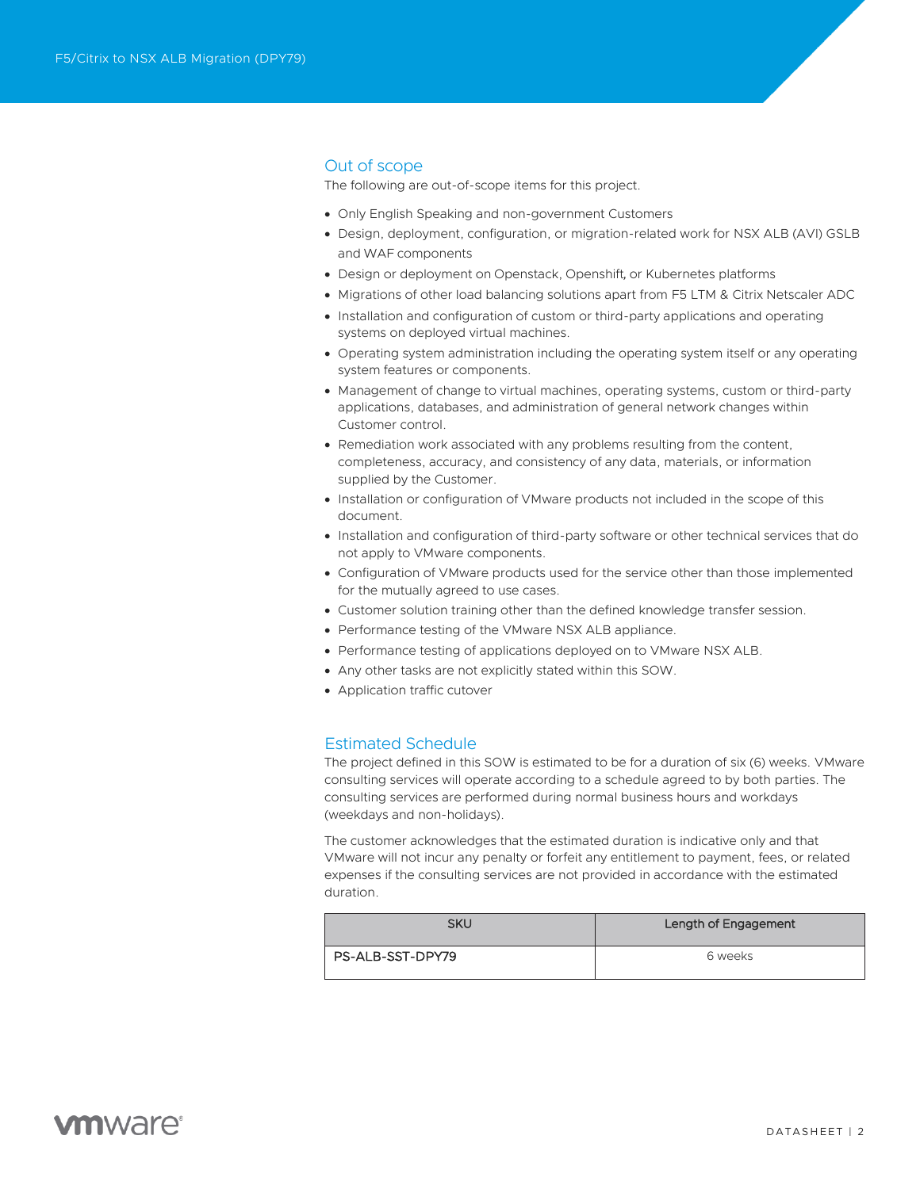## Out of scope

The following are out-of-scope items for this project.

- Only English Speaking and non-government Customers
- Design, deployment, configuration, or migration-related work for NSX ALB (AVI) GSLB and WAF components
- Design or deployment on Openstack, Openshift, or Kubernetes platforms
- Migrations of other load balancing solutions apart from F5 LTM & Citrix Netscaler ADC
- Installation and configuration of custom or third-party applications and operating systems on deployed virtual machines.
- Operating system administration including the operating system itself or any operating system features or components.
- Management of change to virtual machines, operating systems, custom or third-party applications, databases, and administration of general network changes within Customer control.
- Remediation work associated with any problems resulting from the content, completeness, accuracy, and consistency of any data, materials, or information supplied by the Customer.
- Installation or configuration of VMware products not included in the scope of this document.
- Installation and configuration of third-party software or other technical services that do not apply to VMware components.
- Configuration of VMware products used for the service other than those implemented for the mutually agreed to use cases.
- Customer solution training other than the defined knowledge transfer session.
- Performance testing of the VMware NSX ALB appliance.
- Performance testing of applications deployed on to VMware NSX ALB.
- Any other tasks are not explicitly stated within this SOW.
- Application traffic cutover

## Estimated Schedule

The project defined in this SOW is estimated to be for a duration of six (6) weeks. VMware consulting services will operate according to a schedule agreed to by both parties. The consulting services are performed during normal business hours and workdays (weekdays and non-holidays).

The customer acknowledges that the estimated duration is indicative only and that VMware will not incur any penalty or forfeit any entitlement to payment, fees, or related expenses if the consulting services are not provided in accordance with the estimated duration.

| SKU | Length of Engagement |
| --- | --- |
| PS-ALB-SST-DPY79 | 6 weeks |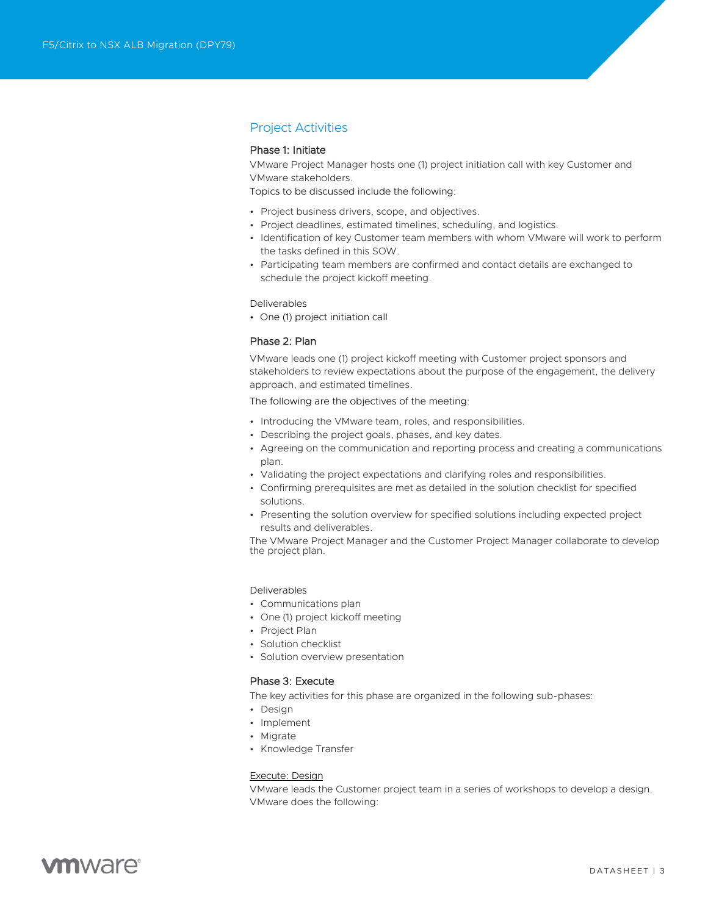## Project Activities

### Phase 1: Initiate

VMware Project Manager hosts one (1) project initiation call with key Customer and VMware stakeholders.

Topics to be discussed include the following:

- Project business drivers, scope, and objectives.
- Project deadlines, estimated timelines, scheduling, and logistics.
- Identification of key Customer team members with whom VMware will work to perform the tasks defined in this SOW.
- Participating team members are confirmed and contact details are exchanged to schedule the project kickoff meeting.

Deliverables

- One (1) project initiation call

### Phase 2: Plan

VMware leads one (1) project kickoff meeting with Customer project sponsors and stakeholders to review expectations about the purpose of the engagement, the delivery approach, and estimated timelines.

The following are the objectives of the meeting:

- Introducing the VMware team, roles, and responsibilities.
- Describing the project goals, phases, and key dates.
- Agreeing on the communication and reporting process and creating a communications plan.
- Validating the project expectations and clarifying roles and responsibilities.
- Confirming prerequisites are met as detailed in the solution checklist for specified solutions.
- Presenting the solution overview for specified solutions including expected project results and deliverables.

The VMware Project Manager and the Customer Project Manager collaborate to develop the project plan.

Deliverables

- Communications plan
- One (1) project kickoff meeting
- Project Plan
- Solution checklist
- Solution overview presentation

### Phase 3: Execute

The key activities for this phase are organized in the following sub-phases:

- Design
- Implement
- Migrate
- Knowledge Transfer

<u>Execute: Design</u>

VMware leads the Customer project team in a series of workshops to develop a design. VMware does the following: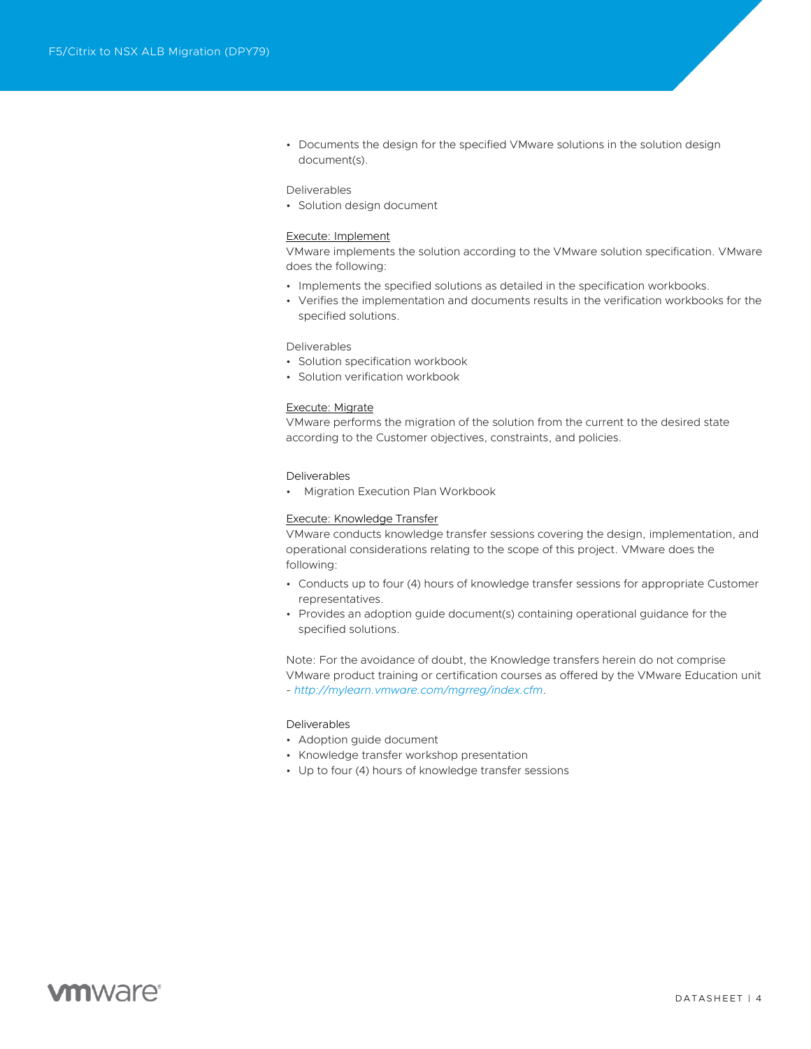- Documents the design for the specified VMware solutions in the solution design document(s).

Deliverables

- Solution design document

Execute: Implement

VMware implements the solution according to the VMware solution specification. VMware does the following:

- Implements the specified solutions as detailed in the specification workbooks.
- Verifies the implementation and documents results in the verification workbooks for the specified solutions.

Deliverables

- Solution specification workbook
- Solution verification workbook

Execute: Migrate

VMware performs the migration of the solution from the current to the desired state according to the Customer objectives, constraints, and policies.

Deliverables

- Migration Execution Plan Workbook

Execute: Knowledge Transfer

VMware conducts knowledge transfer sessions covering the design, implementation, and operational considerations relating to the scope of this project. VMware does the following:

- Conducts up to four (4) hours of knowledge transfer sessions for appropriate Customer representatives.
- Provides an adoption guide document(s) containing operational guidance for the specified solutions.

Note: For the avoidance of doubt, the Knowledge transfers herein do not comprise VMware product training or certification courses as offered by the VMware Education unit - *http://mylearn.vmware.com/mgrreg/index.cfm*.

Deliverables

- Adoption guide document
- Knowledge transfer workshop presentation
- Up to four (4) hours of knowledge transfer sessions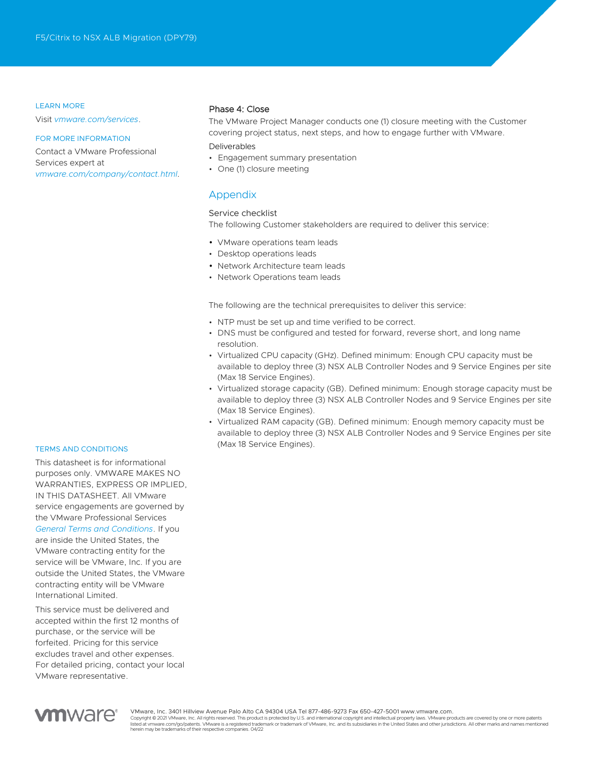LEARN MORE

Visit *vmware.com/services*.

FOR MORE INFORMATION

Contact a VMware Professional Services expert at *vmware.com/company/contact.html*.

### Phase 4: Close

The VMware Project Manager conducts one (1) closure meeting with the Customer covering project status, next steps, and how to engage further with VMware.

Deliverables

- Engagement summary presentation
- One (1) closure meeting

## Appendix

### Service checklist

The following Customer stakeholders are required to deliver this service:

- VMware operations team leads
- Desktop operations leads
- Network Architecture team leads
- Network Operations team leads

The following are the technical prerequisites to deliver this service:

- NTP must be set up and time verified to be correct.
- DNS must be configured and tested for forward, reverse short, and long name resolution.
- Virtualized CPU capacity (GHz). Defined minimum: Enough CPU capacity must be available to deploy three (3) NSX ALB Controller Nodes and 9 Service Engines per site (Max 18 Service Engines).
- Virtualized storage capacity (GB). Defined minimum: Enough storage capacity must be available to deploy three (3) NSX ALB Controller Nodes and 9 Service Engines per site (Max 18 Service Engines).
- Virtualized RAM capacity (GB). Defined minimum: Enough memory capacity must be available to deploy three (3) NSX ALB Controller Nodes and 9 Service Engines per site (Max 18 Service Engines).

TERMS AND CONDITIONS

This datasheet is for informational purposes only. VMWARE MAKES NO WARRANTIES, EXPRESS OR IMPLIED, IN THIS DATASHEET. All VMware service engagements are governed by the VMware Professional Services *General Terms and Conditions*. If you are inside the United States, the VMware contracting entity for the service will be VMware, Inc. If you are outside the United States, the VMware contracting entity will be VMware International Limited.

This service must be delivered and accepted within the first 12 months of purchase, or the service will be forfeited. Pricing for this service excludes travel and other expenses. For detailed pricing, contact your local VMware representative.

VMware, Inc. 3401 Hillview Avenue Palo Alto CA 94304 USA Tel 877-486-9273 Fax 650-427-5001 www.vmware.com.
Copyright © 2021 VMware, Inc. All rights reserved. This product is protected by U.S. and international copyright and intellectual property laws. VMware products are covered by one or more patents listed at vmware.com/go/patents. VMware is a registered trademark or trademark of VMware, Inc. and its subsidiaries in the United States and other jurisdictions. All other marks and names mentioned herein may be trademarks of their respective companies. 04/22